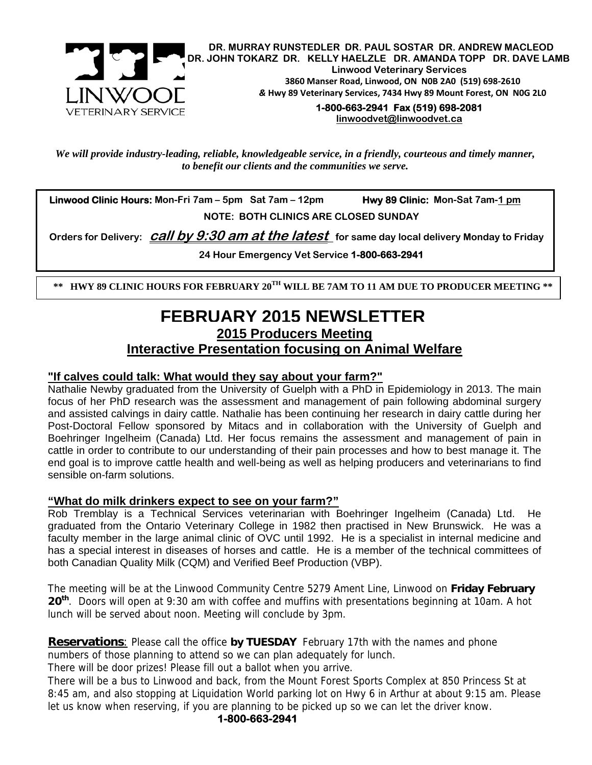LINWOOD VETERINARY SERVICE

**DR. MURRAY RUNSTEDLER DR. PAUL SOSTAR DR. ANDREW MACLEOD**
**DR. JOHN TOKARZ DR. KELLY HAELZLE DR. AMANDA TOPP DR. DAVE LAMB**
**Linwood Veterinary Services**
**3860 Manser Road, Linwood, ON N0B 2A0 (519) 698-2610**
***&* Hwy 89 Veterinary Services, 7434 Hwy 89 Mount Forest, ON N0G 2L0**
**1-800-663-2941 Fax (519) 698-2081**
**linwoodvet@linwoodvet.ca**

***We will provide industry-leading, reliable, knowledgeable service, in a friendly, courteous and timely manner, to benefit our clients and the communities we serve.***

**Linwood Clinic Hours: Mon-Fri 7am – 5pm Sat 7am – 12pm** **Hwy 89 Clinic: Mon-Sat 7am-1 pm**

**NOTE: BOTH CLINICS ARE CLOSED SUNDAY**

**Orders for Delivery: *call by 9:30 am at the latest* for same day local delivery Monday to Friday**

**24 Hour Emergency Vet Service 1-800-663-2941**

**\*\* HWY 89 CLINIC HOURS FOR FEBRUARY 20TH WILL BE 7AM TO 11 AM DUE TO PRODUCER MEETING \*\***

# FEBRUARY 2015 NEWSLETTER

## 2015 Producers Meeting

## Interactive Presentation focusing on Animal Welfare

### "If calves could talk: What would they say about your farm?"

Nathalie Newby graduated from the University of Guelph with a PhD in Epidemiology in 2013. The main focus of her PhD research was the assessment and management of pain following abdominal surgery and assisted calvings in dairy cattle. Nathalie has been continuing her research in dairy cattle during her Post-Doctoral Fellow sponsored by Mitacs and in collaboration with the University of Guelph and Boehringer Ingelheim (Canada) Ltd. Her focus remains the assessment and management of pain in cattle in order to contribute to our understanding of their pain processes and how to best manage it. The end goal is to improve cattle health and well-being as well as helping producers and veterinarians to find sensible on-farm solutions.

### "What do milk drinkers expect to see on your farm?"

Rob Tremblay is a Technical Services veterinarian with Boehringer Ingelheim (Canada) Ltd. He graduated from the Ontario Veterinary College in 1982 then practised in New Brunswick. He was a faculty member in the large animal clinic of OVC until 1992. He is a specialist in internal medicine and has a special interest in diseases of horses and cattle. He is a member of the technical committees of both Canadian Quality Milk (CQM) and Verified Beef Production (VBP).

The meeting will be at the Linwood Community Centre 5279 Ament Line, Linwood on **Friday February 20th**. Doors will open at 9:30 am with coffee and muffins with presentations beginning at 10am. A hot lunch will be served about noon. Meeting will conclude by 3pm.

**Reservations**: Please call the office **by TUESDAY** February 17th with the names and phone numbers of those planning to attend so we can plan adequately for lunch.

There will be door prizes! Please fill out a ballot when you arrive.

There will be a bus to Linwood and back, from the Mount Forest Sports Complex at 850 Princess St at 8:45 am, and also stopping at Liquidation World parking lot on Hwy 6 in Arthur at about 9:15 am. Please let us know when reserving, if you are planning to be picked up so we can let the driver know.

**1-800-663-2941**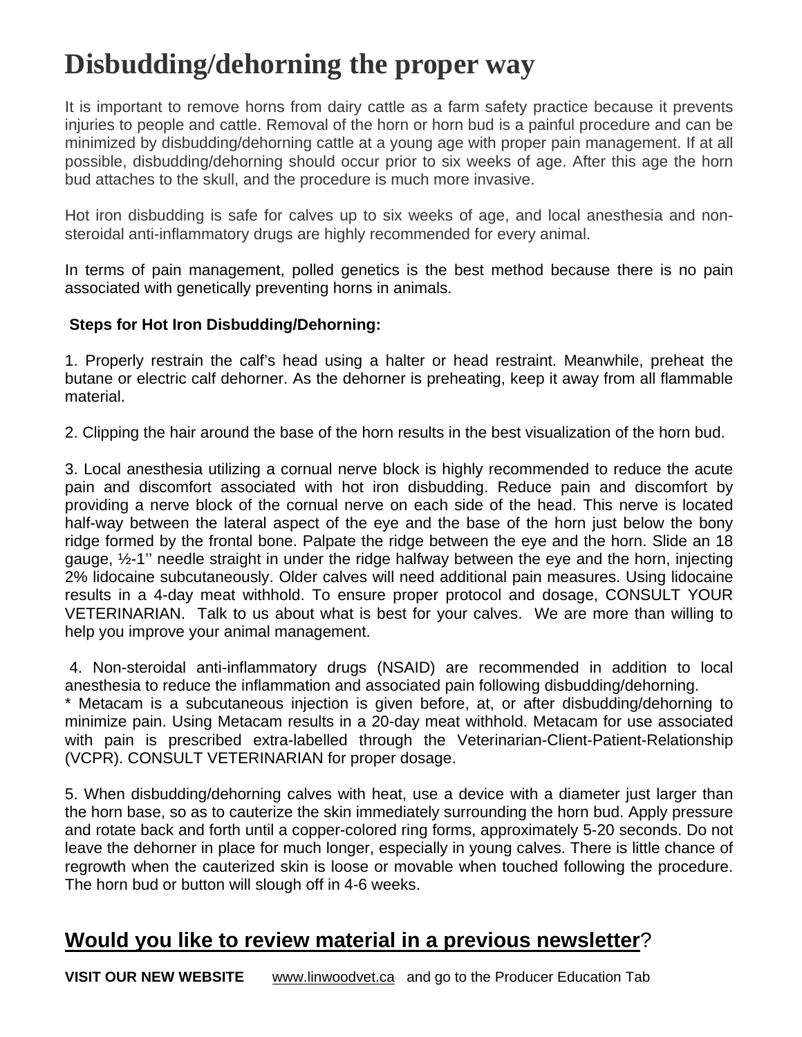# Disbudding/dehorning the proper way

It is important to remove horns from dairy cattle as a farm safety practice because it prevents injuries to people and cattle. Removal of the horn or horn bud is a painful procedure and can be minimized by disbudding/dehorning cattle at a young age with proper pain management. If at all possible, disbudding/dehorning should occur prior to six weeks of age. After this age the horn bud attaches to the skull, and the procedure is much more invasive.

Hot iron disbudding is safe for calves up to six weeks of age, and local anesthesia and non-steroidal anti-inflammatory drugs are highly recommended for every animal.

In terms of pain management, polled genetics is the best method because there is no pain associated with genetically preventing horns in animals.

**Steps for Hot Iron Disbudding/Dehorning:**

1. Properly restrain the calf's head using a halter or head restraint. Meanwhile, preheat the butane or electric calf dehorner. As the dehorner is preheating, keep it away from all flammable material.

2. Clipping the hair around the base of the horn results in the best visualization of the horn bud.

3. Local anesthesia utilizing a cornual nerve block is highly recommended to reduce the acute pain and discomfort associated with hot iron disbudding. Reduce pain and discomfort by providing a nerve block of the cornual nerve on each side of the head. This nerve is located half-way between the lateral aspect of the eye and the base of the horn just below the bony ridge formed by the frontal bone. Palpate the ridge between the eye and the horn. Slide an 18 gauge, ½-1'' needle straight in under the ridge halfway between the eye and the horn, injecting 2% lidocaine subcutaneously. Older calves will need additional pain measures. Using lidocaine results in a 4-day meat withhold. To ensure proper protocol and dosage, CONSULT YOUR VETERINARIAN. Talk to us about what is best for your calves. We are more than willing to help you improve your animal management.

4. Non-steroidal anti-inflammatory drugs (NSAID) are recommended in addition to local anesthesia to reduce the inflammation and associated pain following disbudding/dehorning.
* Metacam is a subcutaneous injection is given before, at, or after disbudding/dehorning to minimize pain. Using Metacam results in a 20-day meat withhold. Metacam for use associated with pain is prescribed extra-labelled through the Veterinarian-Client-Patient-Relationship (VCPR). CONSULT VETERINARIAN for proper dosage.

5. When disbudding/dehorning calves with heat, use a device with a diameter just larger than the horn base, so as to cauterize the skin immediately surrounding the horn bud. Apply pressure and rotate back and forth until a copper-colored ring forms, approximately 5-20 seconds. Do not leave the dehorner in place for much longer, especially in young calves. There is little chance of regrowth when the cauterized skin is loose or movable when touched following the procedure. The horn bud or button will slough off in 4-6 weeks.

## Would you like to review material in a previous newsletter?

**VISIT OUR NEW WEBSITE** www.linwoodvet.ca and go to the Producer Education Tab